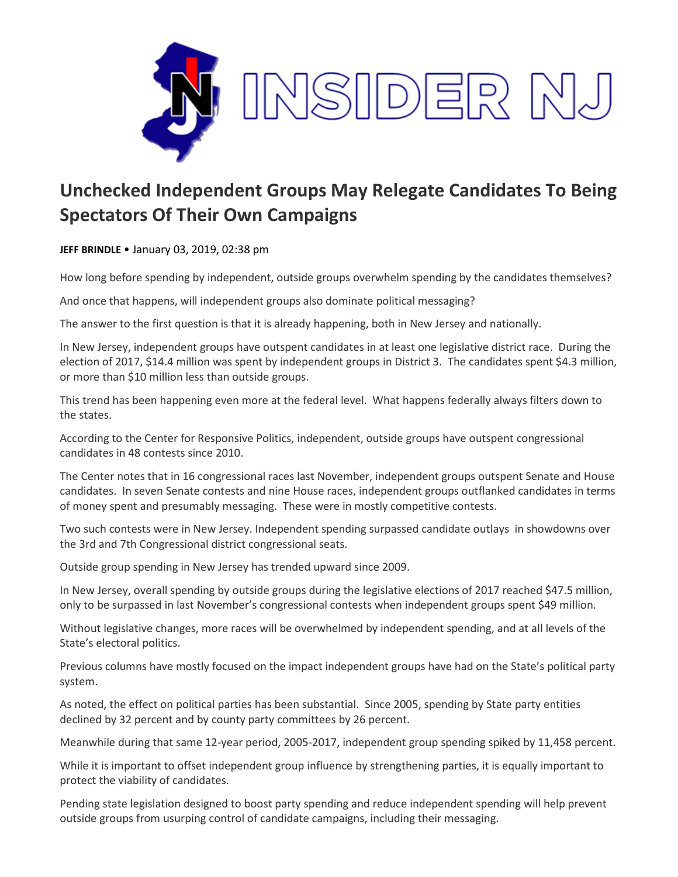INSIDER NJ

# Unchecked Independent Groups May Relegate Candidates To Being Spectators Of Their Own Campaigns

**JEFF BRINDLE** • January 03, 2019, 02:38 pm

How long before spending by independent, outside groups overwhelm spending by the candidates themselves?

And once that happens, will independent groups also dominate political messaging?

The answer to the first question is that it is already happening, both in New Jersey and nationally.

In New Jersey, independent groups have outspent candidates in at least one legislative district race. During the election of 2017, $14.4 million was spent by independent groups in District 3. The candidates spent $4.3 million, or more than $10 million less than outside groups.

This trend has been happening even more at the federal level. What happens federally always filters down to the states.

According to the Center for Responsive Politics, independent, outside groups have outspent congressional candidates in 48 contests since 2010.

The Center notes that in 16 congressional races last November, independent groups outspent Senate and House candidates. In seven Senate contests and nine House races, independent groups outflanked candidates in terms of money spent and presumably messaging. These were in mostly competitive contests.

Two such contests were in New Jersey. Independent spending surpassed candidate outlays in showdowns over the 3rd and 7th Congressional district congressional seats.

Outside group spending in New Jersey has trended upward since 2009.

In New Jersey, overall spending by outside groups during the legislative elections of 2017 reached $47.5 million, only to be surpassed in last November's congressional contests when independent groups spent $49 million.

Without legislative changes, more races will be overwhelmed by independent spending, and at all levels of the State's electoral politics.

Previous columns have mostly focused on the impact independent groups have had on the State's political party system.

As noted, the effect on political parties has been substantial. Since 2005, spending by State party entities declined by 32 percent and by county party committees by 26 percent.

Meanwhile during that same 12-year period, 2005-2017, independent group spending spiked by 11,458 percent.

While it is important to offset independent group influence by strengthening parties, it is equally important to protect the viability of candidates.

Pending state legislation designed to boost party spending and reduce independent spending will help prevent outside groups from usurping control of candidate campaigns, including their messaging.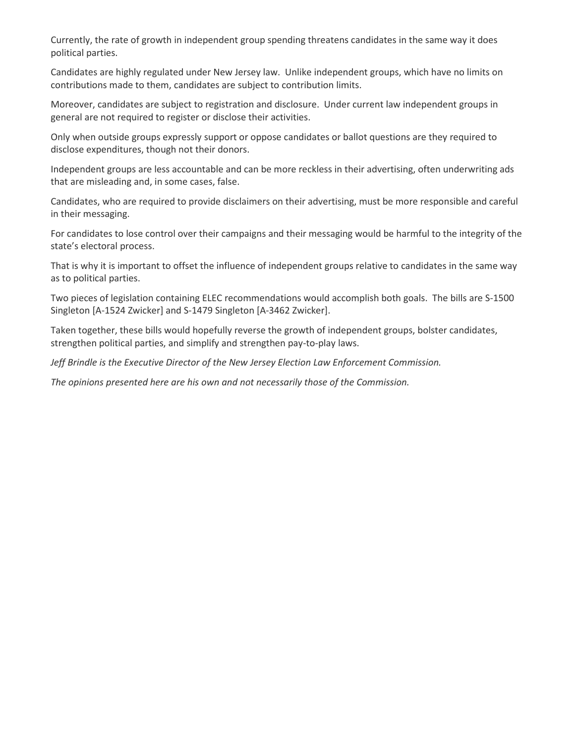Currently, the rate of growth in independent group spending threatens candidates in the same way it does political parties.

Candidates are highly regulated under New Jersey law. Unlike independent groups, which have no limits on contributions made to them, candidates are subject to contribution limits.

Moreover, candidates are subject to registration and disclosure. Under current law independent groups in general are not required to register or disclose their activities.

Only when outside groups expressly support or oppose candidates or ballot questions are they required to disclose expenditures, though not their donors.

Independent groups are less accountable and can be more reckless in their advertising, often underwriting ads that are misleading and, in some cases, false.

Candidates, who are required to provide disclaimers on their advertising, must be more responsible and careful in their messaging.

For candidates to lose control over their campaigns and their messaging would be harmful to the integrity of the state's electoral process.

That is why it is important to offset the influence of independent groups relative to candidates in the same way as to political parties.

Two pieces of legislation containing ELEC recommendations would accomplish both goals. The bills are S-1500 Singleton [A-1524 Zwicker] and S-1479 Singleton [A-3462 Zwicker].

Taken together, these bills would hopefully reverse the growth of independent groups, bolster candidates, strengthen political parties, and simplify and strengthen pay-to-play laws.

*Jeff Brindle is the Executive Director of the New Jersey Election Law Enforcement Commission.*

*The opinions presented here are his own and not necessarily those of the Commission.*